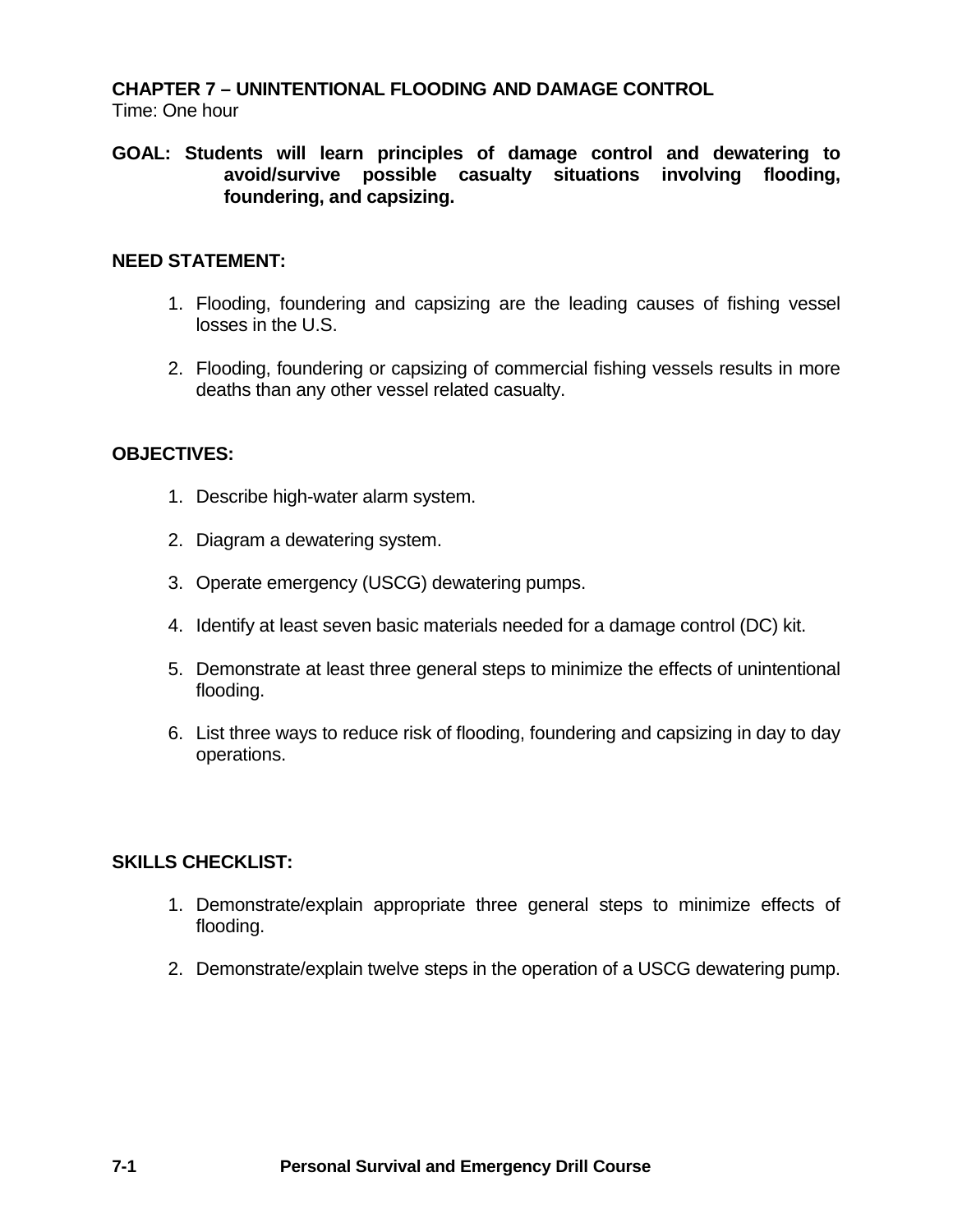# CHAPTER 7 – UNINTENTIONAL FLOODING AND DAMAGE CONTROL

Time: One hour

**GOAL: Students will learn principles of damage control and dewatering to avoid/survive possible casualty situations involving flooding, foundering, and capsizing.**

## NEED STATEMENT:

1. Flooding, foundering and capsizing are the leading causes of fishing vessel losses in the U.S.
2. Flooding, foundering or capsizing of commercial fishing vessels results in more deaths than any other vessel related casualty.

## OBJECTIVES:

1. Describe high-water alarm system.
2. Diagram a dewatering system.
3. Operate emergency (USCG) dewatering pumps.
4. Identify at least seven basic materials needed for a damage control (DC) kit.
5. Demonstrate at least three general steps to minimize the effects of unintentional flooding.
6. List three ways to reduce risk of flooding, foundering and capsizing in day to day operations.

## SKILLS CHECKLIST:

1. Demonstrate/explain appropriate three general steps to minimize effects of flooding.
2. Demonstrate/explain twelve steps in the operation of a USCG dewatering pump.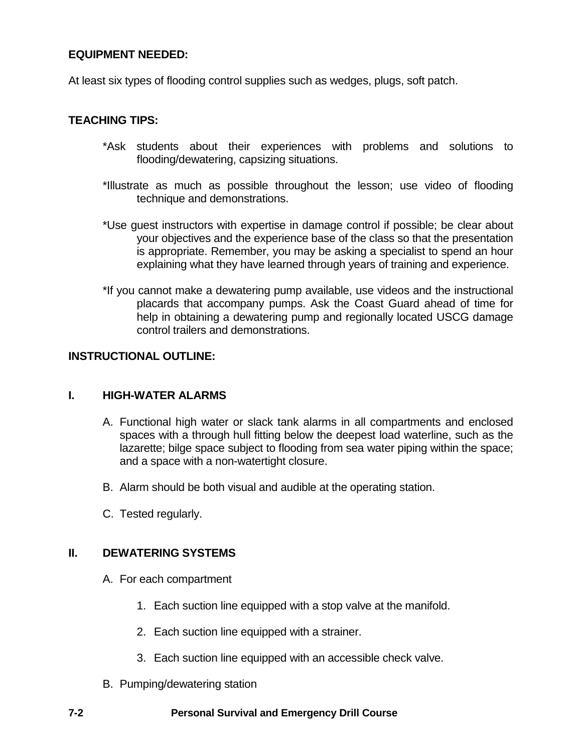**EQUIPMENT NEEDED:**

At least six types of flooding control supplies such as wedges, plugs, soft patch.

**TEACHING TIPS:**

*Ask students about their experiences with problems and solutions to flooding/dewatering, capsizing situations.

*Illustrate as much as possible throughout the lesson; use video of flooding technique and demonstrations.

*Use guest instructors with expertise in damage control if possible; be clear about your objectives and the experience base of the class so that the presentation is appropriate. Remember, you may be asking a specialist to spend an hour explaining what they have learned through years of training and experience.

*If you cannot make a dewatering pump available, use videos and the instructional placards that accompany pumps. Ask the Coast Guard ahead of time for help in obtaining a dewatering pump and regionally located USCG damage control trailers and demonstrations.

**INSTRUCTIONAL OUTLINE:**

**I. HIGH-WATER ALARMS**

A. Functional high water or slack tank alarms in all compartments and enclosed spaces with a through hull fitting below the deepest load waterline, such as the lazarette; bilge space subject to flooding from sea water piping within the space; and a space with a non-watertight closure.

B. Alarm should be both visual and audible at the operating station.

C. Tested regularly.

**II. DEWATERING SYSTEMS**

A. For each compartment

1. Each suction line equipped with a stop valve at the manifold.
2. Each suction line equipped with a strainer.
3. Each suction line equipped with an accessible check valve.

B. Pumping/dewatering station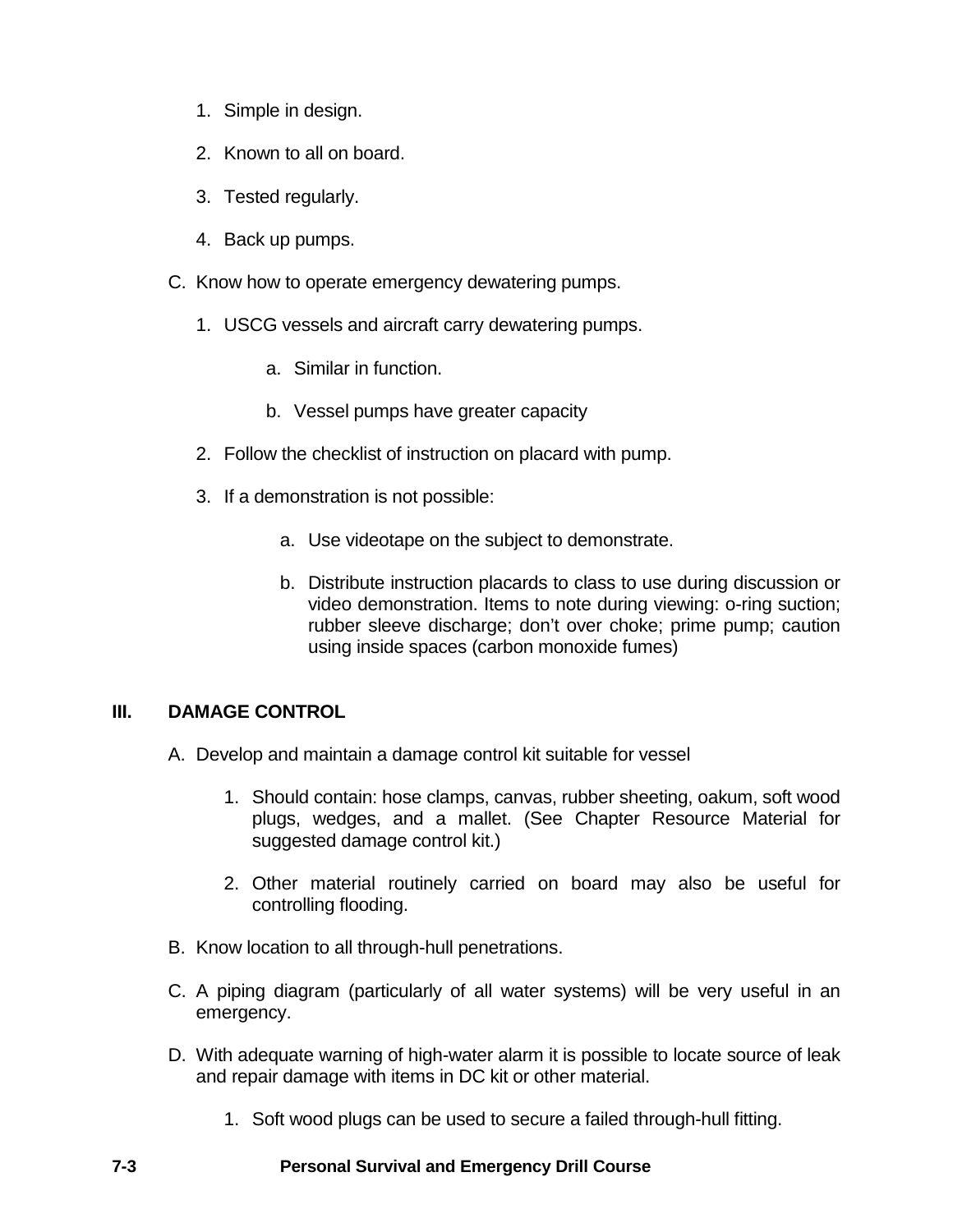1. Simple in design.

2. Known to all on board.

3. Tested regularly.

4. Back up pumps.

C. Know how to operate emergency dewatering pumps.

1. USCG vessels and aircraft carry dewatering pumps.

   a. Similar in function.

   b. Vessel pumps have greater capacity

2. Follow the checklist of instruction on placard with pump.

3. If a demonstration is not possible:

   a. Use videotape on the subject to demonstrate.

   b. Distribute instruction placards to class to use during discussion or video demonstration. Items to note during viewing: o-ring suction; rubber sleeve discharge; don't over choke; prime pump; caution using inside spaces (carbon monoxide fumes)

## III. DAMAGE CONTROL

A. Develop and maintain a damage control kit suitable for vessel

1. Should contain: hose clamps, canvas, rubber sheeting, oakum, soft wood plugs, wedges, and a mallet. (See Chapter Resource Material for suggested damage control kit.)

2. Other material routinely carried on board may also be useful for controlling flooding.

B. Know location to all through-hull penetrations.

C. A piping diagram (particularly of all water systems) will be very useful in an emergency.

D. With adequate warning of high-water alarm it is possible to locate source of leak and repair damage with items in DC kit or other material.

1. Soft wood plugs can be used to secure a failed through-hull fitting.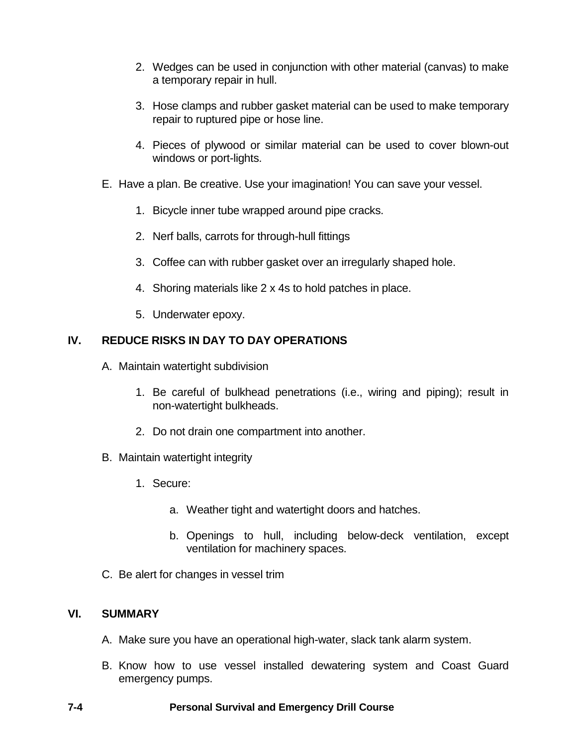2. Wedges can be used in conjunction with other material (canvas) to make a temporary repair in hull.

3. Hose clamps and rubber gasket material can be used to make temporary repair to ruptured pipe or hose line.

4. Pieces of plywood or similar material can be used to cover blown-out windows or port-lights.

E. Have a plan. Be creative. Use your imagination! You can save your vessel.

   1. Bicycle inner tube wrapped around pipe cracks.

   2. Nerf balls, carrots for through-hull fittings

   3. Coffee can with rubber gasket over an irregularly shaped hole.

   4. Shoring materials like 2 x 4s to hold patches in place.

   5. Underwater epoxy.

## IV. REDUCE RISKS IN DAY TO DAY OPERATIONS

A. Maintain watertight subdivision

   1. Be careful of bulkhead penetrations (i.e., wiring and piping); result in non-watertight bulkheads.

   2. Do not drain one compartment into another.

B. Maintain watertight integrity

   1. Secure:

      a. Weather tight and watertight doors and hatches.

      b. Openings to hull, including below-deck ventilation, except ventilation for machinery spaces.

C. Be alert for changes in vessel trim

## VI. SUMMARY

A. Make sure you have an operational high-water, slack tank alarm system.

B. Know how to use vessel installed dewatering system and Coast Guard emergency pumps.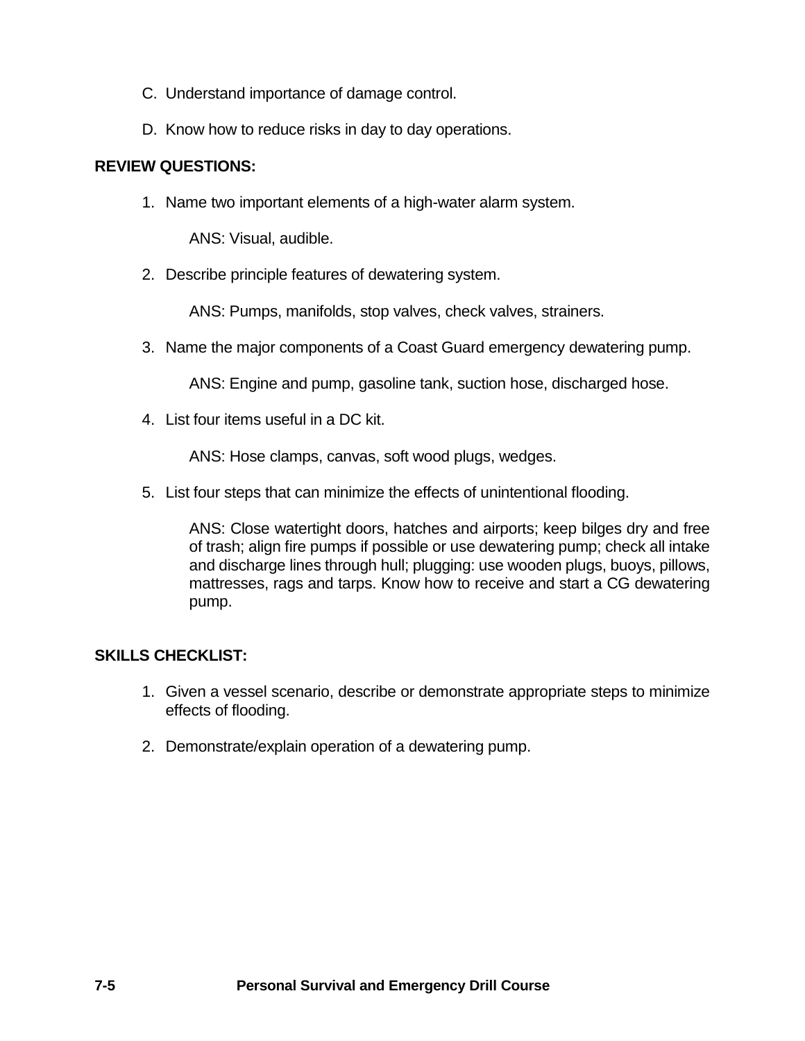C. Understand importance of damage control.

D. Know how to reduce risks in day to day operations.

**REVIEW QUESTIONS:**

1. Name two important elements of a high-water alarm system.

   ANS: Visual, audible.

2. Describe principle features of dewatering system.

   ANS: Pumps, manifolds, stop valves, check valves, strainers.

3. Name the major components of a Coast Guard emergency dewatering pump.

   ANS: Engine and pump, gasoline tank, suction hose, discharged hose.

4. List four items useful in a DC kit.

   ANS: Hose clamps, canvas, soft wood plugs, wedges.

5. List four steps that can minimize the effects of unintentional flooding.

   ANS: Close watertight doors, hatches and airports; keep bilges dry and free of trash; align fire pumps if possible or use dewatering pump; check all intake and discharge lines through hull; plugging: use wooden plugs, buoys, pillows, mattresses, rags and tarps. Know how to receive and start a CG dewatering pump.

**SKILLS CHECKLIST:**

1. Given a vessel scenario, describe or demonstrate appropriate steps to minimize effects of flooding.

2. Demonstrate/explain operation of a dewatering pump.